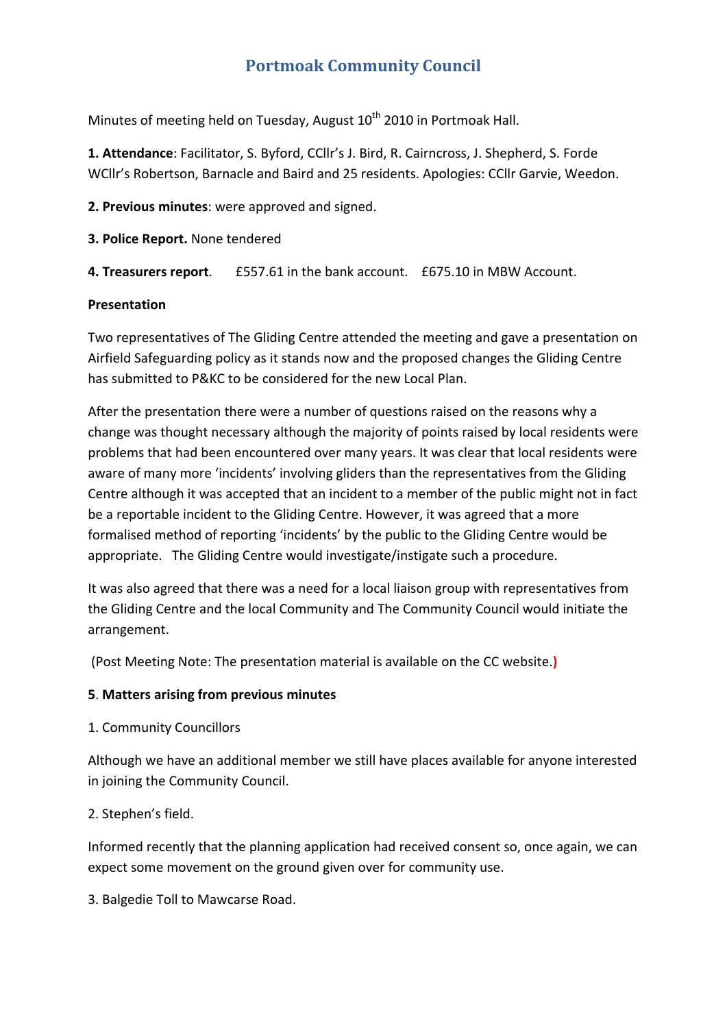# Portmoak Community Council

Minutes of meeting held on Tuesday, August 10th 2010 in Portmoak Hall.

**1. Attendance**: Facilitator, S. Byford, CCllr's J. Bird, R. Cairncross, J. Shepherd, S. Forde WCllr's Robertson, Barnacle and Baird and 25 residents. Apologies: CCllr Garvie, Weedon.

**2. Previous minutes**: were approved and signed.

**3. Police Report.** None tendered

**4. Treasurers report**. £557.61 in the bank account. £675.10 in MBW Account.

**Presentation**

Two representatives of The Gliding Centre attended the meeting and gave a presentation on Airfield Safeguarding policy as it stands now and the proposed changes the Gliding Centre has submitted to P&KC to be considered for the new Local Plan.

After the presentation there were a number of questions raised on the reasons why a change was thought necessary although the majority of points raised by local residents were problems that had been encountered over many years. It was clear that local residents were aware of many more 'incidents' involving gliders than the representatives from the Gliding Centre although it was accepted that an incident to a member of the public might not in fact be a reportable incident to the Gliding Centre. However, it was agreed that a more formalised method of reporting 'incidents' by the public to the Gliding Centre would be appropriate. The Gliding Centre would investigate/instigate such a procedure.

It was also agreed that there was a need for a local liaison group with representatives from the Gliding Centre and the local Community and The Community Council would initiate the arrangement.

(Post Meeting Note: The presentation material is available on the CC website.)

**5**. **Matters arising from previous minutes**

1. Community Councillors

Although we have an additional member we still have places available for anyone interested in joining the Community Council.

2. Stephen's field.

Informed recently that the planning application had received consent so, once again, we can expect some movement on the ground given over for community use.

3. Balgedie Toll to Mawcarse Road.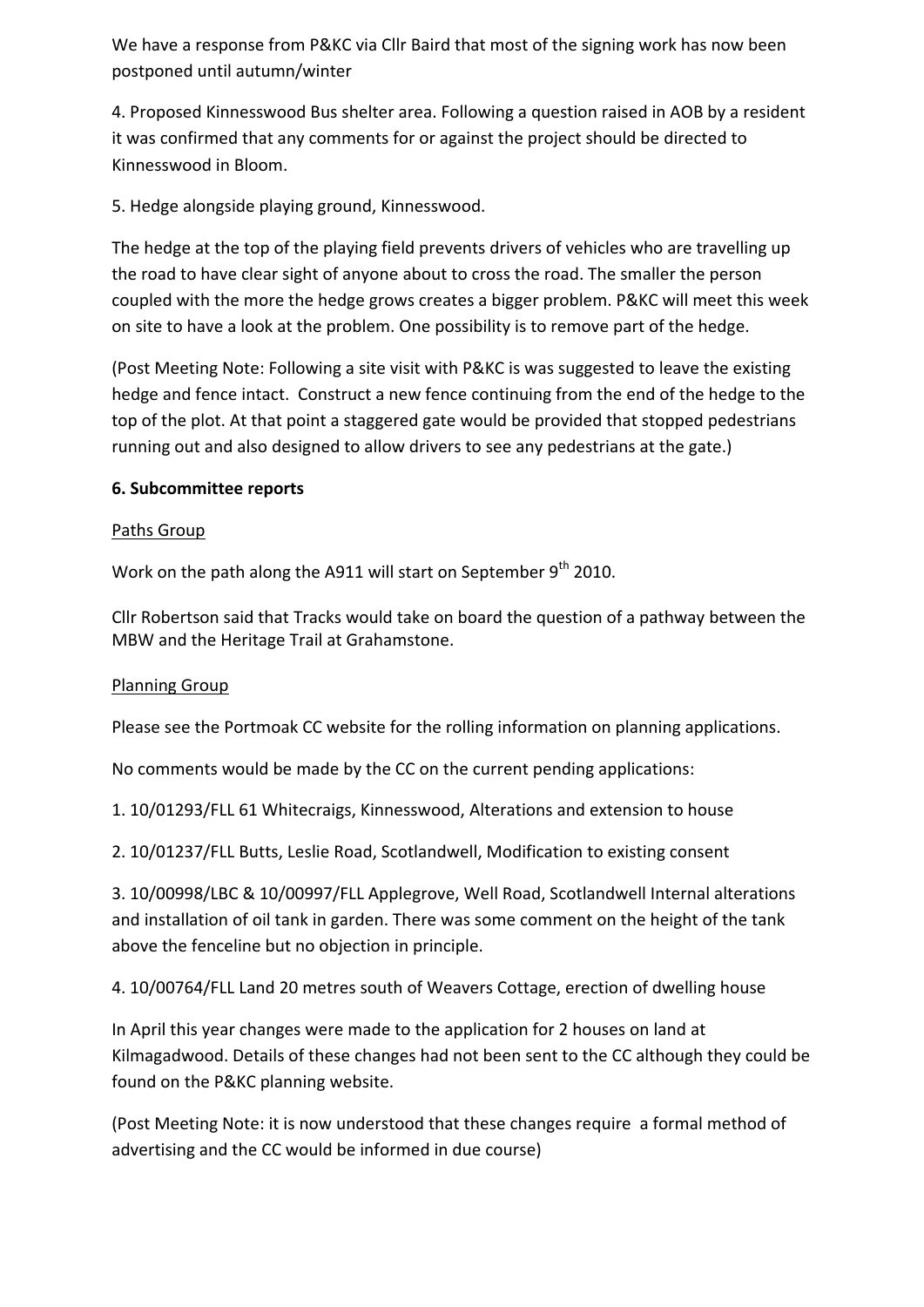We have a response from P&KC via Cllr Baird that most of the signing work has now been postponed until autumn/winter

4. Proposed Kinnesswood Bus shelter area. Following a question raised in AOB by a resident it was confirmed that any comments for or against the project should be directed to Kinnesswood in Bloom.

5. Hedge alongside playing ground, Kinnesswood.

The hedge at the top of the playing field prevents drivers of vehicles who are travelling up the road to have clear sight of anyone about to cross the road. The smaller the person coupled with the more the hedge grows creates a bigger problem. P&KC will meet this week on site to have a look at the problem. One possibility is to remove part of the hedge.

(Post Meeting Note: Following a site visit with P&KC is was suggested to leave the existing hedge and fence intact. Construct a new fence continuing from the end of the hedge to the top of the plot. At that point a staggered gate would be provided that stopped pedestrians running out and also designed to allow drivers to see any pedestrians at the gate.)

**6. Subcommittee reports**

Paths Group

Work on the path along the A911 will start on September 9th 2010.

Cllr Robertson said that Tracks would take on board the question of a pathway between the MBW and the Heritage Trail at Grahamstone.

Planning Group

Please see the Portmoak CC website for the rolling information on planning applications.

No comments would be made by the CC on the current pending applications:

1. 10/01293/FLL 61 Whitecraigs, Kinnesswood, Alterations and extension to house

2. 10/01237/FLL Butts, Leslie Road, Scotlandwell, Modification to existing consent

3. 10/00998/LBC & 10/00997/FLL Applegrove, Well Road, Scotlandwell Internal alterations and installation of oil tank in garden. There was some comment on the height of the tank above the fenceline but no objection in principle.

4. 10/00764/FLL Land 20 metres south of Weavers Cottage, erection of dwelling house

In April this year changes were made to the application for 2 houses on land at Kilmagadwood. Details of these changes had not been sent to the CC although they could be found on the P&KC planning website.

(Post Meeting Note: it is now understood that these changes require a formal method of advertising and the CC would be informed in due course)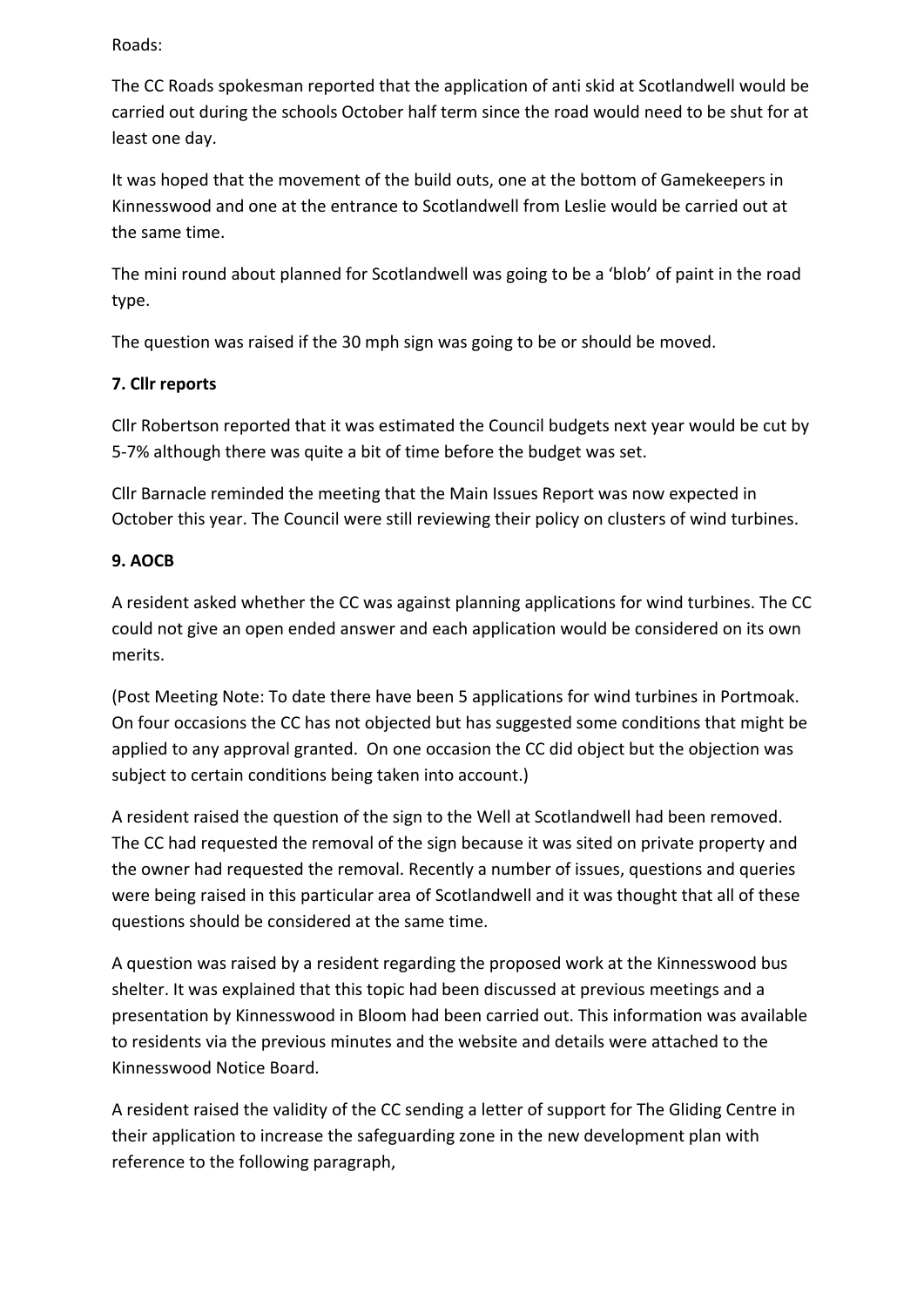Roads:

The CC Roads spokesman reported that the application of anti skid at Scotlandwell would be carried out during the schools October half term since the road would need to be shut for at least one day.

It was hoped that the movement of the build outs, one at the bottom of Gamekeepers in Kinnesswood and one at the entrance to Scotlandwell from Leslie would be carried out at the same time.

The mini round about planned for Scotlandwell was going to be a 'blob' of paint in the road type.

The question was raised if the 30 mph sign was going to be or should be moved.

**7. Cllr reports**

Cllr Robertson reported that it was estimated the Council budgets next year would be cut by 5-7% although there was quite a bit of time before the budget was set.

Cllr Barnacle reminded the meeting that the Main Issues Report was now expected in October this year. The Council were still reviewing their policy on clusters of wind turbines.

**9. AOCB**

A resident asked whether the CC was against planning applications for wind turbines. The CC could not give an open ended answer and each application would be considered on its own merits.

(Post Meeting Note: To date there have been 5 applications for wind turbines in Portmoak. On four occasions the CC has not objected but has suggested some conditions that might be applied to any approval granted. On one occasion the CC did object but the objection was subject to certain conditions being taken into account.)

A resident raised the question of the sign to the Well at Scotlandwell had been removed. The CC had requested the removal of the sign because it was sited on private property and the owner had requested the removal. Recently a number of issues, questions and queries were being raised in this particular area of Scotlandwell and it was thought that all of these questions should be considered at the same time.

A question was raised by a resident regarding the proposed work at the Kinnesswood bus shelter. It was explained that this topic had been discussed at previous meetings and a presentation by Kinnesswood in Bloom had been carried out. This information was available to residents via the previous minutes and the website and details were attached to the Kinnesswood Notice Board.

A resident raised the validity of the CC sending a letter of support for The Gliding Centre in their application to increase the safeguarding zone in the new development plan with reference to the following paragraph,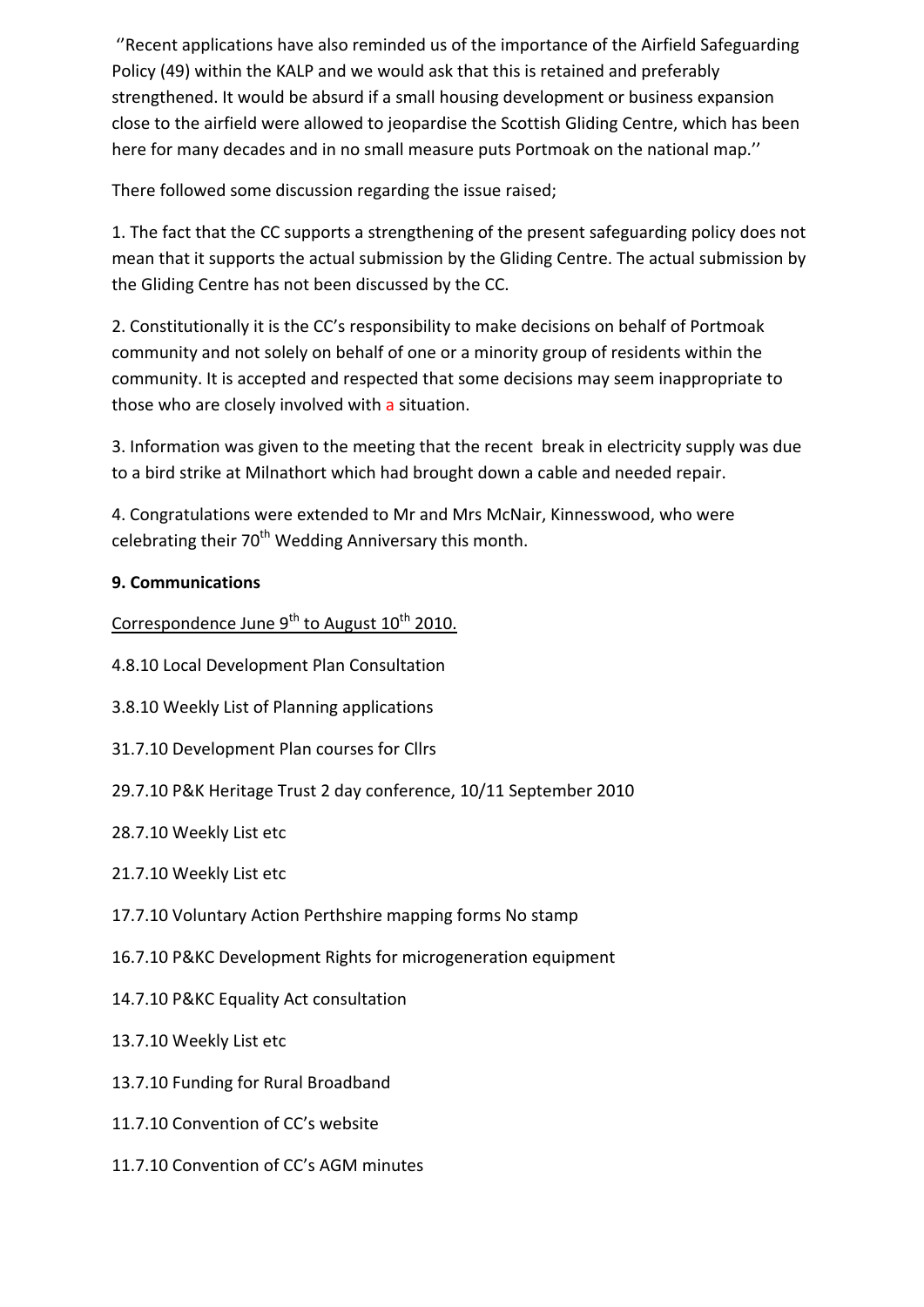''Recent applications have also reminded us of the importance of the Airfield Safeguarding Policy (49) within the KALP and we would ask that this is retained and preferably strengthened. It would be absurd if a small housing development or business expansion close to the airfield were allowed to jeopardise the Scottish Gliding Centre, which has been here for many decades and in no small measure puts Portmoak on the national map.''

There followed some discussion regarding the issue raised;

1. The fact that the CC supports a strengthening of the present safeguarding policy does not mean that it supports the actual submission by the Gliding Centre. The actual submission by the Gliding Centre has not been discussed by the CC.

2. Constitutionally it is the CC's responsibility to make decisions on behalf of Portmoak community and not solely on behalf of one or a minority group of residents within the community. It is accepted and respected that some decisions may seem inappropriate to those who are closely involved with a situation.

3. Information was given to the meeting that the recent break in electricity supply was due to a bird strike at Milnathort which had brought down a cable and needed repair.

4. Congratulations were extended to Mr and Mrs McNair, Kinnesswood, who were celebrating their 70th Wedding Anniversary this month.

**9. Communications**

Correspondence June 9th to August 10th 2010.

4.8.10 Local Development Plan Consultation

3.8.10 Weekly List of Planning applications

31.7.10 Development Plan courses for Cllrs

29.7.10 P&K Heritage Trust 2 day conference, 10/11 September 2010

28.7.10 Weekly List etc

21.7.10 Weekly List etc

17.7.10 Voluntary Action Perthshire mapping forms No stamp

16.7.10 P&KC Development Rights for microgeneration equipment

14.7.10 P&KC Equality Act consultation

13.7.10 Weekly List etc

13.7.10 Funding for Rural Broadband

11.7.10 Convention of CC's website

11.7.10 Convention of CC's AGM minutes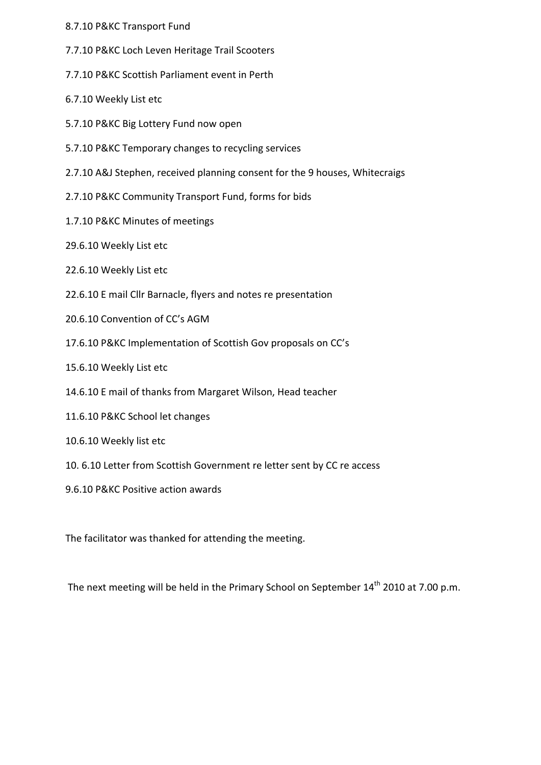8.7.10 P&KC Transport Fund

7.7.10 P&KC Loch Leven Heritage Trail Scooters

7.7.10 P&KC Scottish Parliament event in Perth

6.7.10 Weekly List etc

5.7.10 P&KC Big Lottery Fund now open

5.7.10 P&KC Temporary changes to recycling services

2.7.10 A&J Stephen, received planning consent for the 9 houses, Whitecraigs

2.7.10 P&KC Community Transport Fund, forms for bids

1.7.10 P&KC Minutes of meetings

29.6.10 Weekly List etc

22.6.10 Weekly List etc

22.6.10 E mail Cllr Barnacle, flyers and notes re presentation

20.6.10 Convention of CC's AGM

17.6.10 P&KC Implementation of Scottish Gov proposals on CC's

15.6.10 Weekly List etc

14.6.10 E mail of thanks from Margaret Wilson, Head teacher

11.6.10 P&KC School let changes

10.6.10 Weekly list etc

10. 6.10 Letter from Scottish Government re letter sent by CC re access

9.6.10 P&KC Positive action awards

The facilitator was thanked for attending the meeting.

The next meeting will be held in the Primary School on September 14th 2010 at 7.00 p.m.